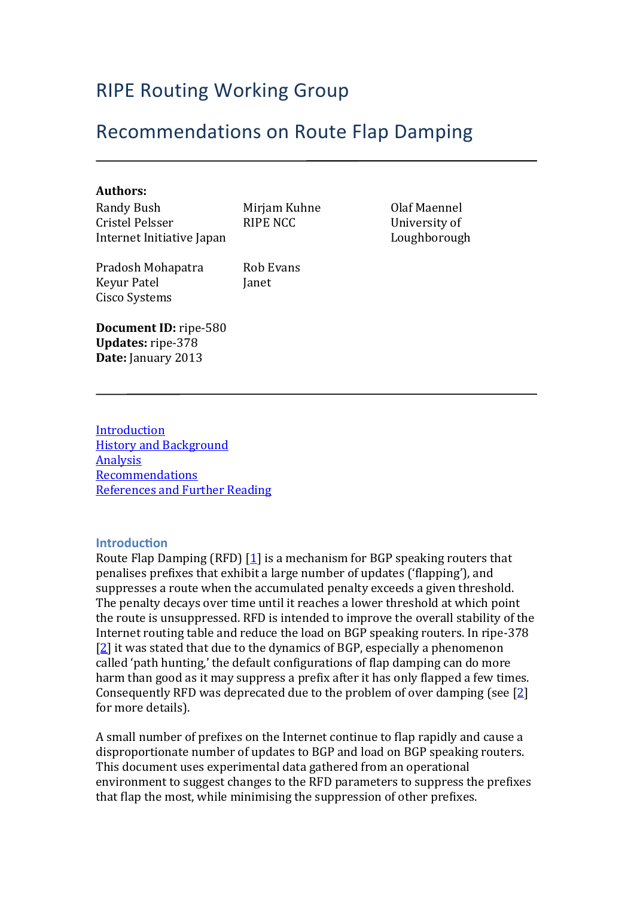# RIPE Routing Working Group

# Recommendations on Route Flap Damping

---

**Authors:**

Randy Bush
Cristel Pelsser
Internet Initiative Japan

Mirjam Kuhne
RIPE NCC

Olaf Maennel
University of Loughborough

Pradosh Mohapatra
Keyur Patel
Cisco Systems

Rob Evans
Janet

**Document ID:** ripe-580
**Updates:** ripe-378
**Date:** January 2013

---

[Introduction](#introduction)
[History and Background](#history-and-background)
[Analysis](#analysis)
[Recommendations](#recommendations)
[References and Further Reading](#references-and-further-reading)

## Introduction

Route Flap Damping (RFD) [1] is a mechanism for BGP speaking routers that penalises prefixes that exhibit a large number of updates ('flapping'), and suppresses a route when the accumulated penalty exceeds a given threshold. The penalty decays over time until it reaches a lower threshold at which point the route is unsuppressed. RFD is intended to improve the overall stability of the Internet routing table and reduce the load on BGP speaking routers. In ripe-378 [2] it was stated that due to the dynamics of BGP, especially a phenomenon called 'path hunting,' the default configurations of flap damping can do more harm than good as it may suppress a prefix after it has only flapped a few times. Consequently RFD was deprecated due to the problem of over damping (see [2] for more details).

A small number of prefixes on the Internet continue to flap rapidly and cause a disproportionate number of updates to BGP and load on BGP speaking routers. This document uses experimental data gathered from an operational environment to suggest changes to the RFD parameters to suppress the prefixes that flap the most, while minimising the suppression of other prefixes.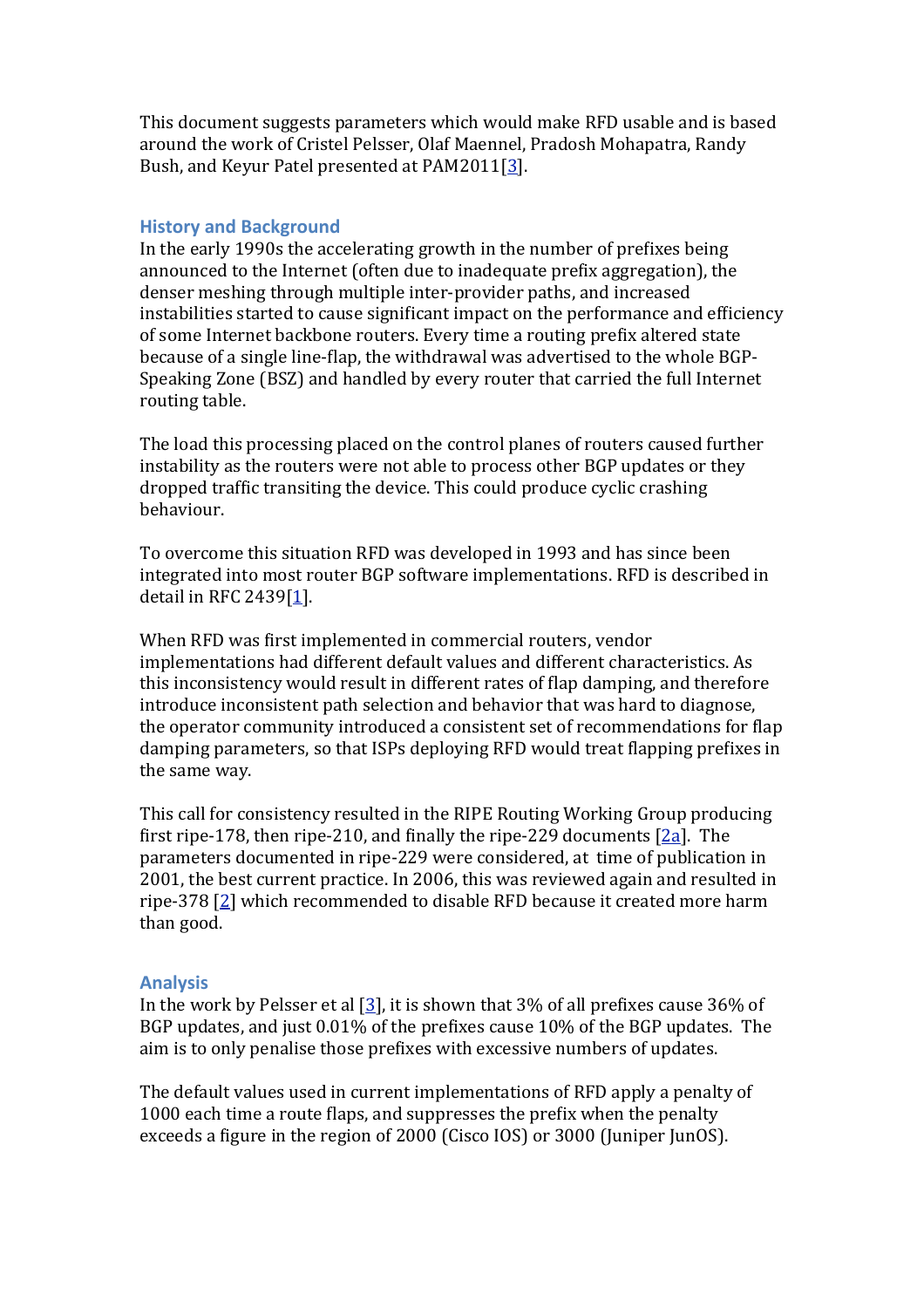This document suggests parameters which would make RFD usable and is based around the work of Cristel Pelsser, Olaf Maennel, Pradosh Mohapatra, Randy Bush, and Keyur Patel presented at PAM2011[3].

## History and Background

In the early 1990s the accelerating growth in the number of prefixes being announced to the Internet (often due to inadequate prefix aggregation), the denser meshing through multiple inter-provider paths, and increased instabilities started to cause significant impact on the performance and efficiency of some Internet backbone routers. Every time a routing prefix altered state because of a single line-flap, the withdrawal was advertised to the whole BGP-Speaking Zone (BSZ) and handled by every router that carried the full Internet routing table.

The load this processing placed on the control planes of routers caused further instability as the routers were not able to process other BGP updates or they dropped traffic transiting the device. This could produce cyclic crashing behaviour.

To overcome this situation RFD was developed in 1993 and has since been integrated into most router BGP software implementations. RFD is described in detail in RFC 2439[1].

When RFD was first implemented in commercial routers, vendor implementations had different default values and different characteristics. As this inconsistency would result in different rates of flap damping, and therefore introduce inconsistent path selection and behavior that was hard to diagnose, the operator community introduced a consistent set of recommendations for flap damping parameters, so that ISPs deploying RFD would treat flapping prefixes in the same way.

This call for consistency resulted in the RIPE Routing Working Group producing first ripe-178, then ripe-210, and finally the ripe-229 documents [2a]. The parameters documented in ripe-229 were considered, at time of publication in 2001, the best current practice. In 2006, this was reviewed again and resulted in ripe-378 [2] which recommended to disable RFD because it created more harm than good.

## Analysis

In the work by Pelsser et al [3], it is shown that 3% of all prefixes cause 36% of BGP updates, and just 0.01% of the prefixes cause 10% of the BGP updates. The aim is to only penalise those prefixes with excessive numbers of updates.

The default values used in current implementations of RFD apply a penalty of 1000 each time a route flaps, and suppresses the prefix when the penalty exceeds a figure in the region of 2000 (Cisco IOS) or 3000 (Juniper JunOS).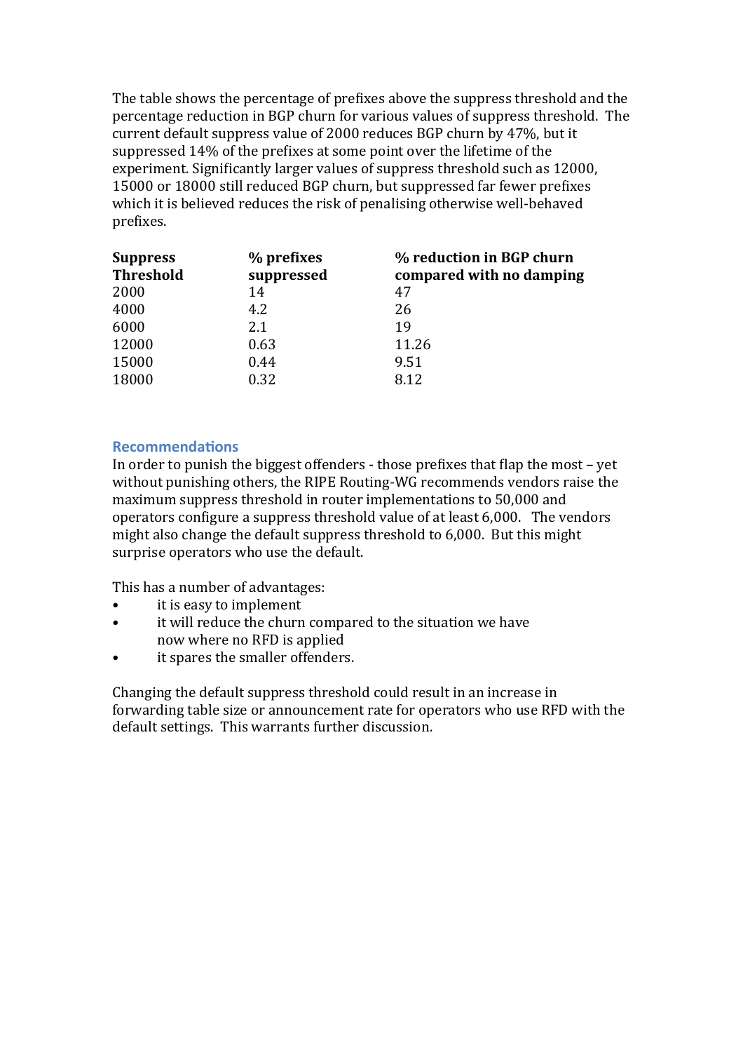The table shows the percentage of prefixes above the suppress threshold and the percentage reduction in BGP churn for various values of suppress threshold. The current default suppress value of 2000 reduces BGP churn by 47%, but it suppressed 14% of the prefixes at some point over the lifetime of the experiment. Significantly larger values of suppress threshold such as 12000, 15000 or 18000 still reduced BGP churn, but suppressed far fewer prefixes which it is believed reduces the risk of penalising otherwise well-behaved prefixes.

| Suppress Threshold | % prefixes suppressed | % reduction in BGP churn compared with no damping |
|---|---|---|
| 2000 | 14 | 47 |
| 4000 | 4.2 | 26 |
| 6000 | 2.1 | 19 |
| 12000 | 0.63 | 11.26 |
| 15000 | 0.44 | 9.51 |
| 18000 | 0.32 | 8.12 |

## Recommendations

In order to punish the biggest offenders - those prefixes that flap the most – yet without punishing others, the RIPE Routing-WG recommends vendors raise the maximum suppress threshold in router implementations to 50,000 and operators configure a suppress threshold value of at least 6,000. The vendors might also change the default suppress threshold to 6,000. But this might surprise operators who use the default.

This has a number of advantages:

- it is easy to implement
- it will reduce the churn compared to the situation we have now where no RFD is applied
- it spares the smaller offenders.

Changing the default suppress threshold could result in an increase in forwarding table size or announcement rate for operators who use RFD with the default settings. This warrants further discussion.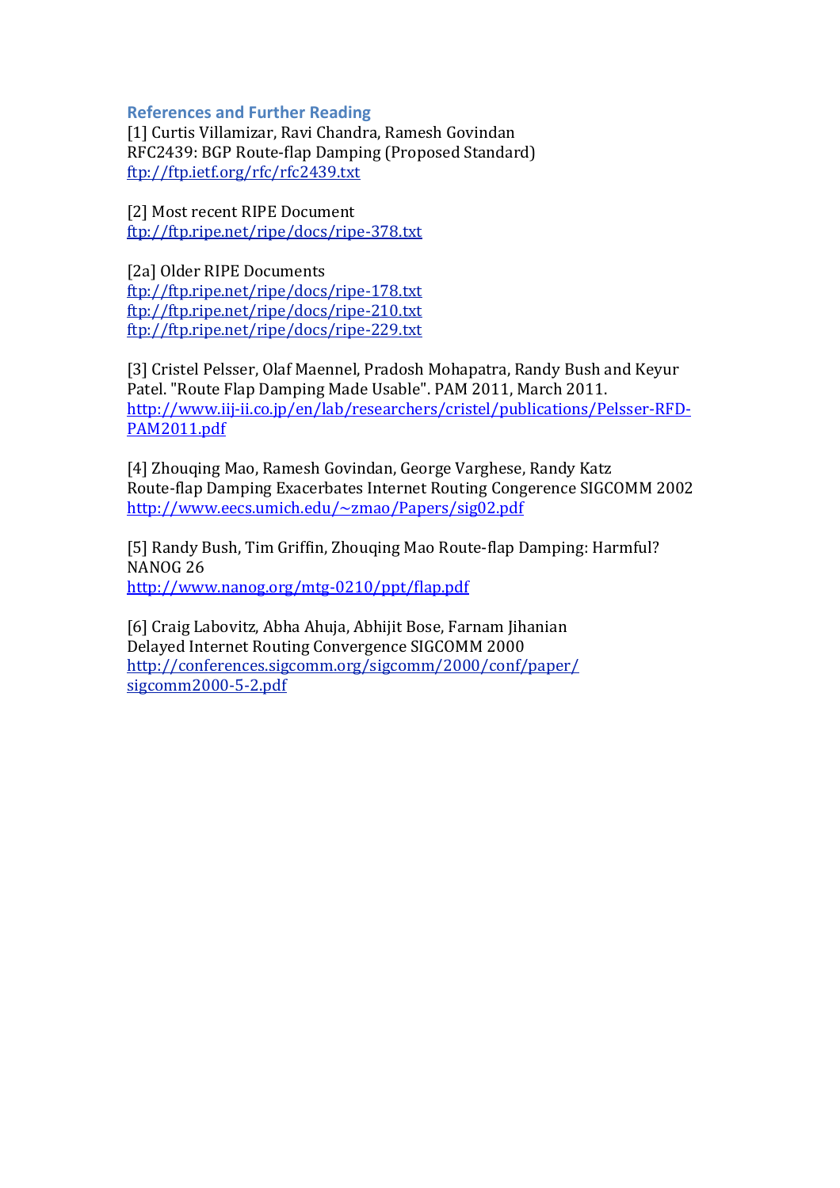## References and Further Reading

[1] Curtis Villamizar, Ravi Chandra, Ramesh Govindan
RFC2439: BGP Route-flap Damping (Proposed Standard)
ftp://ftp.ietf.org/rfc/rfc2439.txt

[2] Most recent RIPE Document
ftp://ftp.ripe.net/ripe/docs/ripe-378.txt

[2a] Older RIPE Documents
ftp://ftp.ripe.net/ripe/docs/ripe-178.txt
ftp://ftp.ripe.net/ripe/docs/ripe-210.txt
ftp://ftp.ripe.net/ripe/docs/ripe-229.txt

[3] Cristel Pelsser, Olaf Maennel, Pradosh Mohapatra, Randy Bush and Keyur Patel. "Route Flap Damping Made Usable". PAM 2011, March 2011.
http://www.iij-ii.co.jp/en/lab/researchers/cristel/publications/Pelsser-RFD-PAM2011.pdf

[4] Zhouqing Mao, Ramesh Govindan, George Varghese, Randy Katz
Route-flap Damping Exacerbates Internet Routing Congerence SIGCOMM 2002
http://www.eecs.umich.edu/~zmao/Papers/sig02.pdf

[5] Randy Bush, Tim Griffin, Zhouqing Mao Route-flap Damping: Harmful?
NANOG 26
http://www.nanog.org/mtg-0210/ppt/flap.pdf

[6] Craig Labovitz, Abha Ahuja, Abhijit Bose, Farnam Jihanian
Delayed Internet Routing Convergence SIGCOMM 2000
http://conferences.sigcomm.org/sigcomm/2000/conf/paper/sigcomm2000-5-2.pdf